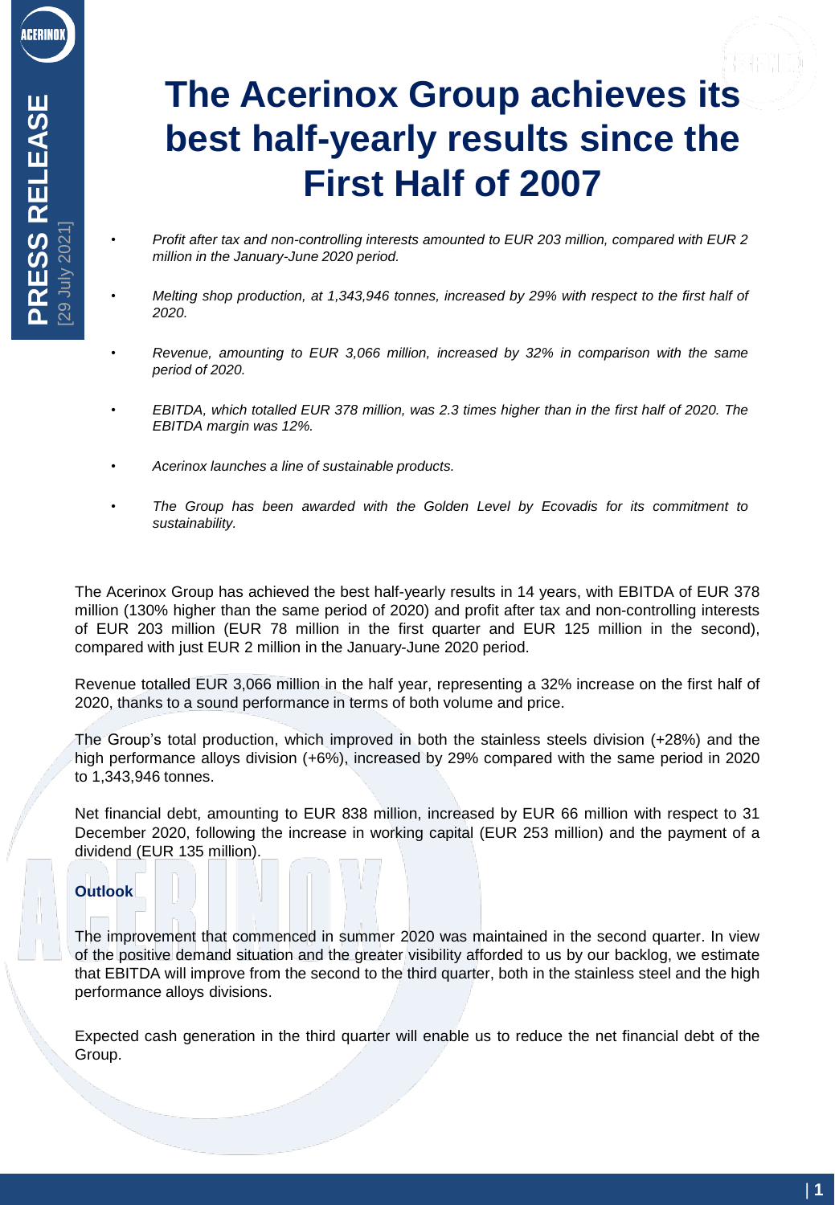# The Acerinox Group achieves its best half-yearly results since the First Half of 2007

- *Profit after tax and non-controlling interests amounted to EUR 203 million, compared with EUR 2 million in the January-June 2020 period.*
- *Melting shop production, at 1,343,946 tonnes, increased by 29% with respect to the first half of 2020.*
- *Revenue, amounting to EUR 3,066 million, increased by 32% in comparison with the same period of 2020.*
- *EBITDA, which totalled EUR 378 million, was 2.3 times higher than in the first half of 2020. The EBITDA margin was 12%.*
- *Acerinox launches a line of sustainable products.*
- *The Group has been awarded with the Golden Level by Ecovadis for its commitment to sustainability.*

The Acerinox Group has achieved the best half-yearly results in 14 years, with EBITDA of EUR 378 million (130% higher than the same period of 2020) and profit after tax and non-controlling interests of EUR 203 million (EUR 78 million in the first quarter and EUR 125 million in the second), compared with just EUR 2 million in the January-June 2020 period.

Revenue totalled EUR 3,066 million in the half year, representing a 32% increase on the first half of 2020, thanks to a sound performance in terms of both volume and price.

The Group's total production, which improved in both the stainless steels division (+28%) and the high performance alloys division (+6%), increased by 29% compared with the same period in 2020 to 1,343,946 tonnes.

Net financial debt, amounting to EUR 838 million, increased by EUR 66 million with respect to 31 December 2020, following the increase in working capital (EUR 253 million) and the payment of a dividend (EUR 135 million).

## Outlook

The improvement that commenced in summer 2020 was maintained in the second quarter. In view of the positive demand situation and the greater visibility afforded to us by our backlog, we estimate that EBITDA will improve from the second to the third quarter, both in the stainless steel and the high performance alloys divisions.

Expected cash generation in the third quarter will enable us to reduce the net financial debt of the Group.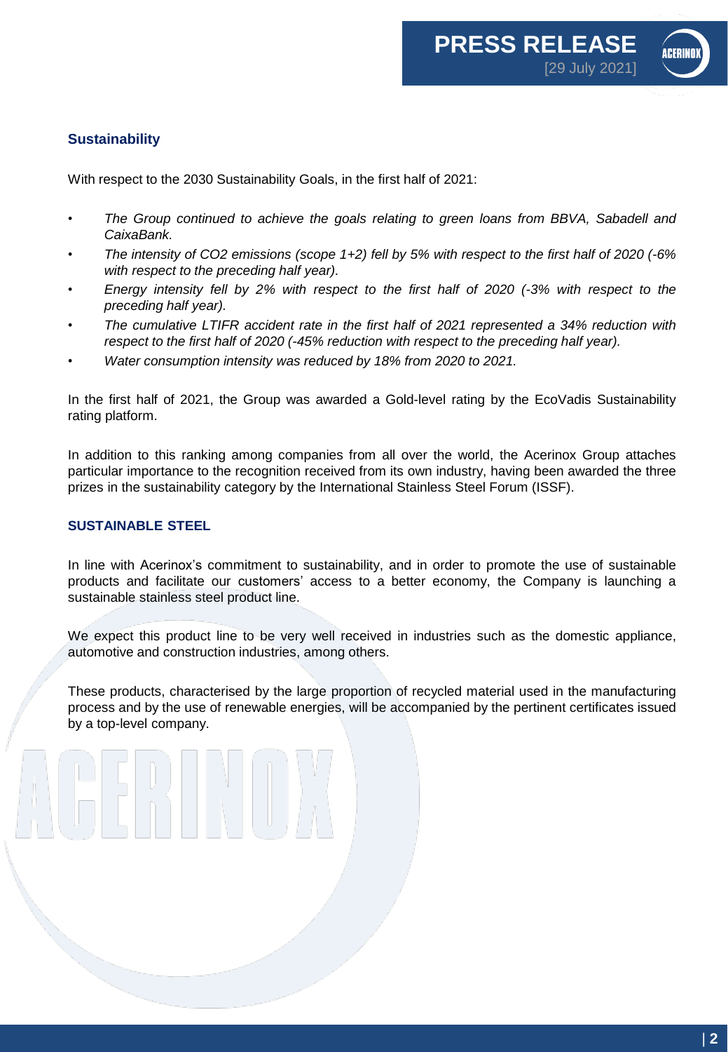## Sustainability

With respect to the 2030 Sustainability Goals, in the first half of 2021:

- *The Group continued to achieve the goals relating to green loans from BBVA, Sabadell and CaixaBank.*
- *The intensity of $CO_2$ emissions (scope 1+2) fell by 5% with respect to the first half of 2020 (-6% with respect to the preceding half year).*
- *Energy intensity fell by 2% with respect to the first half of 2020 (-3% with respect to the preceding half year).*
- *The cumulative LTIFR accident rate in the first half of 2021 represented a 34% reduction with respect to the first half of 2020 (-45% reduction with respect to the preceding half year).*
- *Water consumption intensity was reduced by 18% from 2020 to 2021.*

In the first half of 2021, the Group was awarded a Gold-level rating by the EcoVadis Sustainability rating platform.

In addition to this ranking among companies from all over the world, the Acerinox Group attaches particular importance to the recognition received from its own industry, having been awarded the three prizes in the sustainability category by the International Stainless Steel Forum (ISSF).

## SUSTAINABLE STEEL

In line with Acerinox's commitment to sustainability, and in order to promote the use of sustainable products and facilitate our customers' access to a better economy, the Company is launching a sustainable stainless steel product line.

We expect this product line to be very well received in industries such as the domestic appliance, automotive and construction industries, among others.

These products, characterised by the large proportion of recycled material used in the manufacturing process and by the use of renewable energies, will be accompanied by the pertinent certificates issued by a top-level company.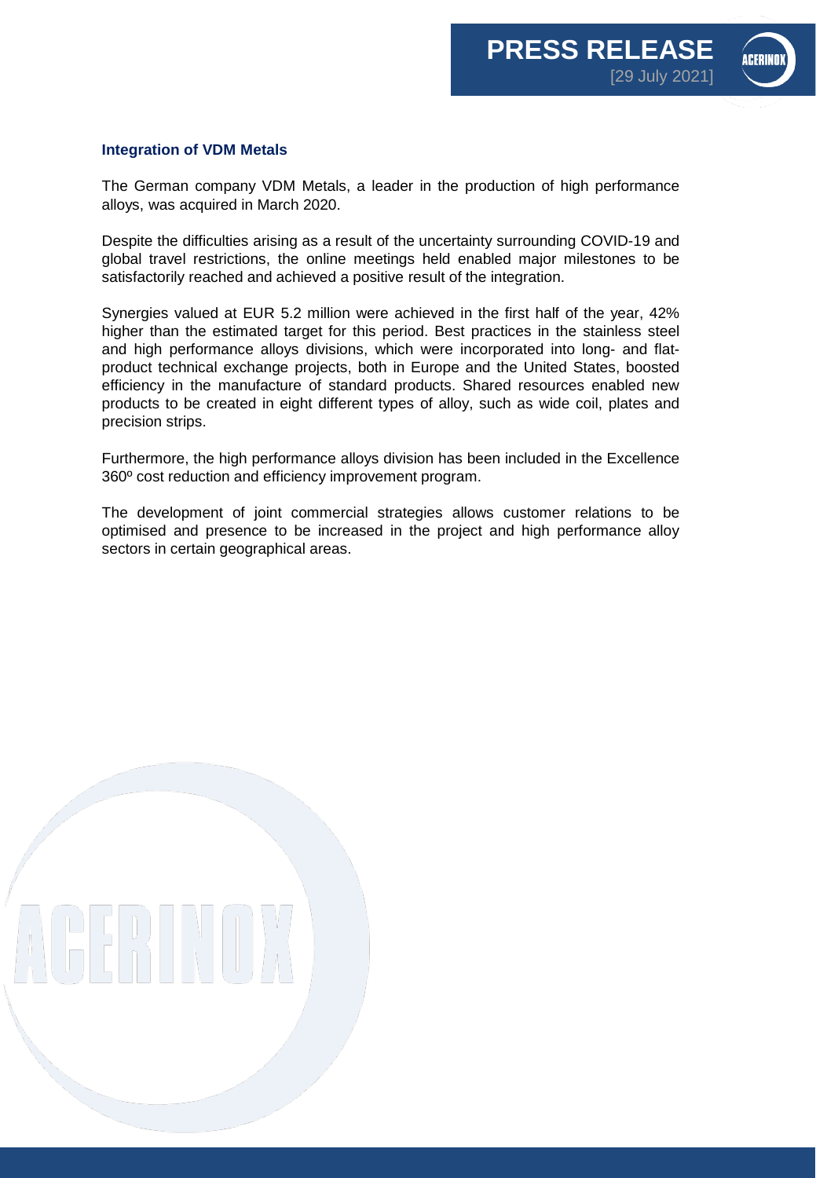### Integration of VDM Metals

The German company VDM Metals, a leader in the production of high performance alloys, was acquired in March 2020.

Despite the difficulties arising as a result of the uncertainty surrounding COVID-19 and global travel restrictions, the online meetings held enabled major milestones to be satisfactorily reached and achieved a positive result of the integration.

Synergies valued at EUR 5.2 million were achieved in the first half of the year, 42% higher than the estimated target for this period. Best practices in the stainless steel and high performance alloys divisions, which were incorporated into long- and flat-product technical exchange projects, both in Europe and the United States, boosted efficiency in the manufacture of standard products. Shared resources enabled new products to be created in eight different types of alloy, such as wide coil, plates and precision strips.

Furthermore, the high performance alloys division has been included in the Excellence 360º cost reduction and efficiency improvement program.

The development of joint commercial strategies allows customer relations to be optimised and presence to be increased in the project and high performance alloy sectors in certain geographical areas.